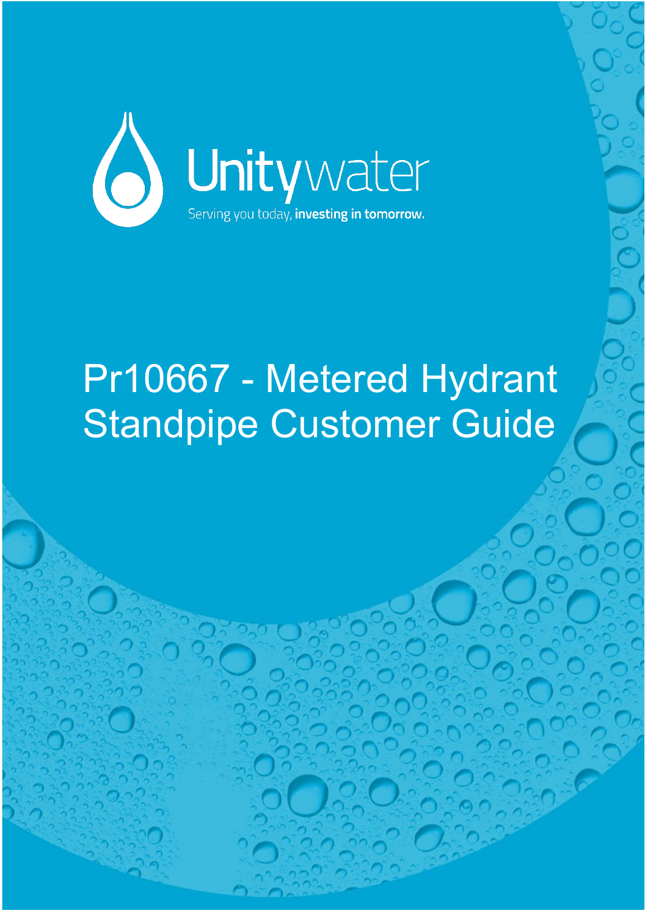Unitywater

Serving you today, **investing in tomorrow.**

# Pr10667 - Metered Hydrant Standpipe Customer Guide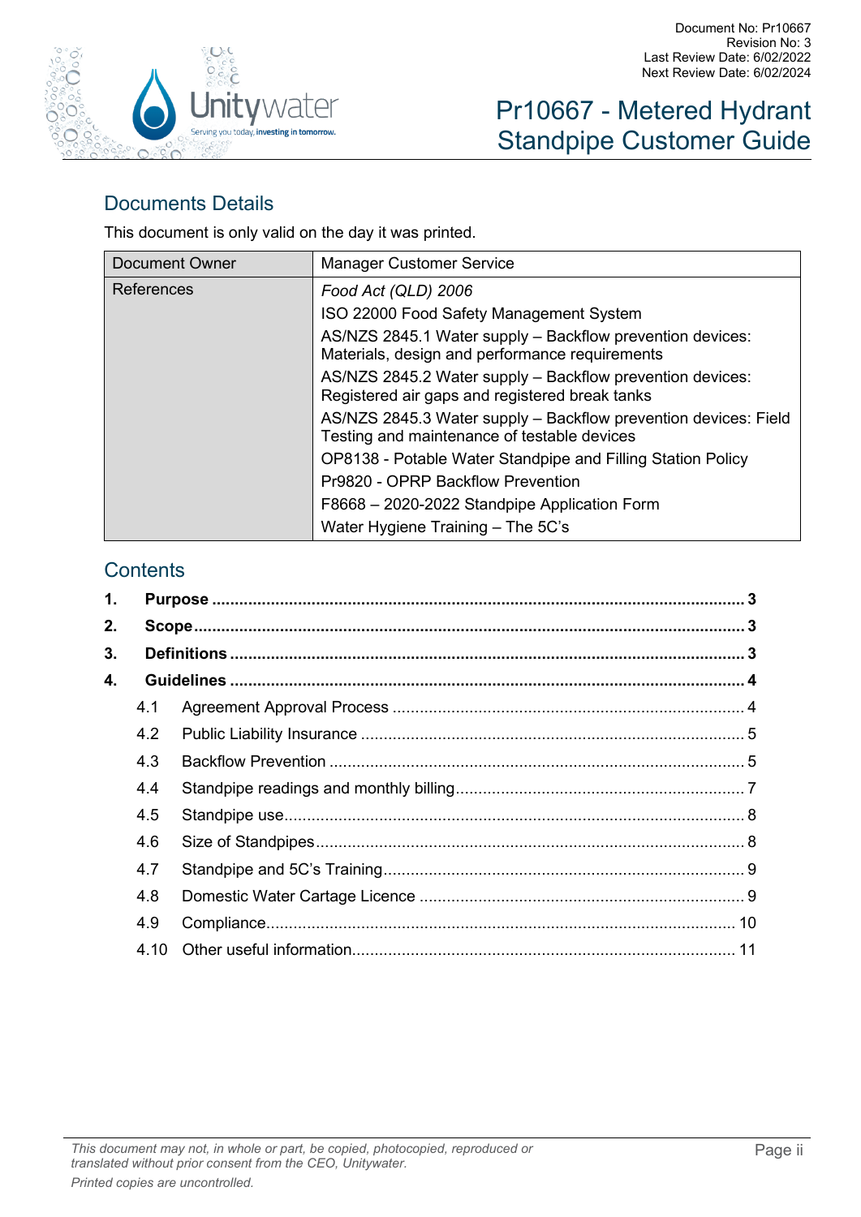## Documents Details

This document is only valid on the day it was printed.

| Document Owner | Manager Customer Service |
|---|---|
| References | *Food Act (QLD) 2006*<br>ISO 22000 Food Safety Management System<br>AS/NZS 2845.1 Water supply – Backflow prevention devices: Materials, design and performance requirements<br>AS/NZS 2845.2 Water supply – Backflow prevention devices: Registered air gaps and registered break tanks<br>AS/NZS 2845.3 Water supply – Backflow prevention devices: Field Testing and maintenance of testable devices<br>OP8138 - Potable Water Standpipe and Filling Station Policy<br>Pr9820 - OPRP Backflow Prevention<br>F8668 – 2020-2022 Standpipe Application Form<br>Water Hygiene Training – The 5C's |

## Contents

**1. Purpose ........ 3**

**2. Scope ........ 3**

**3. Definitions ........ 3**

**4. Guidelines ........ 4**

- 4.1 Agreement Approval Process ........ 4
- 4.2 Public Liability Insurance ........ 5
- 4.3 Backflow Prevention ........ 5
- 4.4 Standpipe readings and monthly billing ........ 7
- 4.5 Standpipe use ........ 8
- 4.6 Size of Standpipes ........ 8
- 4.7 Standpipe and 5C's Training ........ 9
- 4.8 Domestic Water Cartage Licence ........ 9
- 4.9 Compliance ........ 10
- 4.10 Other useful information ........ 11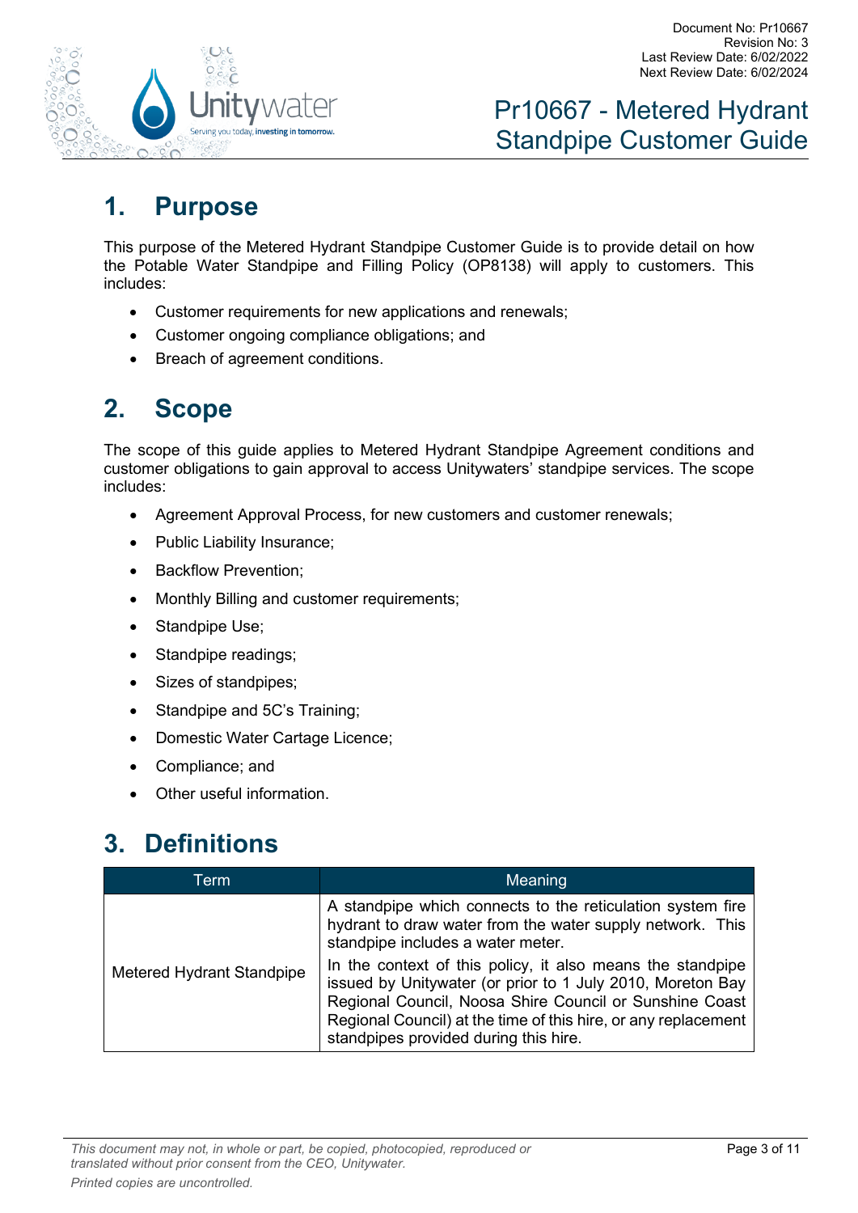# 1. Purpose

This purpose of the Metered Hydrant Standpipe Customer Guide is to provide detail on how the Potable Water Standpipe and Filling Policy (OP8138) will apply to customers. This includes:

- Customer requirements for new applications and renewals;
- Customer ongoing compliance obligations; and
- Breach of agreement conditions.

# 2. Scope

The scope of this guide applies to Metered Hydrant Standpipe Agreement conditions and customer obligations to gain approval to access Unitywaters' standpipe services. The scope includes:

- Agreement Approval Process, for new customers and customer renewals;
- Public Liability Insurance;
- Backflow Prevention;
- Monthly Billing and customer requirements;
- Standpipe Use;
- Standpipe readings;
- Sizes of standpipes;
- Standpipe and 5C's Training;
- Domestic Water Cartage Licence;
- Compliance; and
- Other useful information.

# 3. Definitions

| Term | Meaning |
|---|---|
| Metered Hydrant Standpipe | A standpipe which connects to the reticulation system fire hydrant to draw water from the water supply network. This standpipe includes a water meter.<br><br>In the context of this policy, it also means the standpipe issued by Unitywater (or prior to 1 July 2010, Moreton Bay Regional Council, Noosa Shire Council or Sunshine Coast Regional Council) at the time of this hire, or any replacement standpipes provided during this hire. |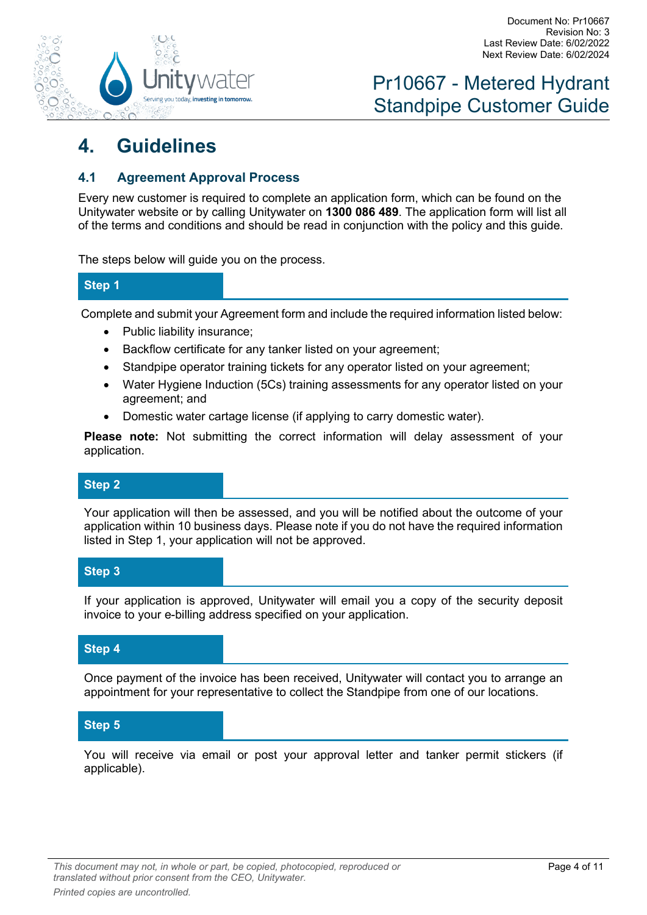# 4. Guidelines

## 4.1 Agreement Approval Process

Every new customer is required to complete an application form, which can be found on the Unitywater website or by calling Unitywater on **1300 086 489**. The application form will list all of the terms and conditions and should be read in conjunction with the policy and this guide.

The steps below will guide you on the process.

### Step 1

Complete and submit your Agreement form and include the required information listed below:

- Public liability insurance;
- Backflow certificate for any tanker listed on your agreement;
- Standpipe operator training tickets for any operator listed on your agreement;
- Water Hygiene Induction (5Cs) training assessments for any operator listed on your agreement; and
- Domestic water cartage license (if applying to carry domestic water).

**Please note:** Not submitting the correct information will delay assessment of your application.

### Step 2

Your application will then be assessed, and you will be notified about the outcome of your application within 10 business days. Please note if you do not have the required information listed in Step 1, your application will not be approved.

### Step 3

If your application is approved, Unitywater will email you a copy of the security deposit invoice to your e-billing address specified on your application.

### Step 4

Once payment of the invoice has been received, Unitywater will contact you to arrange an appointment for your representative to collect the Standpipe from one of our locations.

### Step 5

You will receive via email or post your approval letter and tanker permit stickers (if applicable).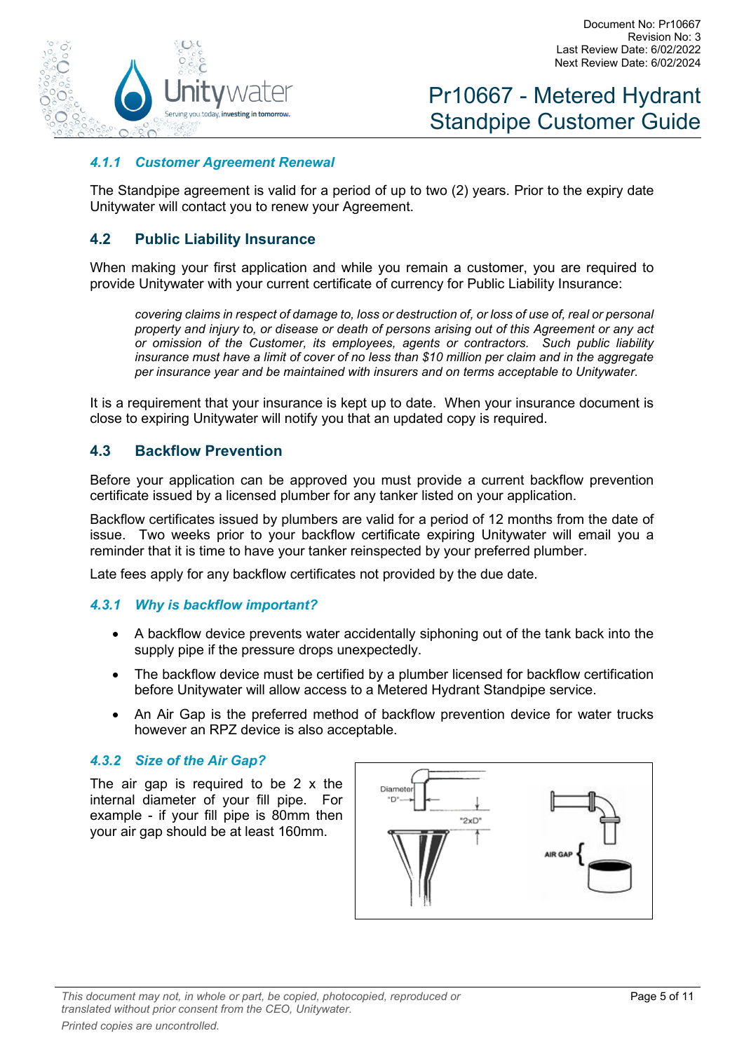#### 4.1.1 Customer Agreement Renewal

The Standpipe agreement is valid for a period of up to two (2) years. Prior to the expiry date Unitywater will contact you to renew your Agreement.

### 4.2 Public Liability Insurance

When making your first application and while you remain a customer, you are required to provide Unitywater with your current certificate of currency for Public Liability Insurance:

> *covering claims in respect of damage to, loss or destruction of, or loss of use of, real or personal property and injury to, or disease or death of persons arising out of this Agreement or any act or omission of the Customer, its employees, agents or contractors. Such public liability insurance must have a limit of cover of no less than $10 million per claim and in the aggregate per insurance year and be maintained with insurers and on terms acceptable to Unitywater.*

It is a requirement that your insurance is kept up to date. When your insurance document is close to expiring Unitywater will notify you that an updated copy is required.

### 4.3 Backflow Prevention

Before your application can be approved you must provide a current backflow prevention certificate issued by a licensed plumber for any tanker listed on your application.

Backflow certificates issued by plumbers are valid for a period of 12 months from the date of issue. Two weeks prior to your backflow certificate expiring Unitywater will email you a reminder that it is time to have your tanker reinspected by your preferred plumber.

Late fees apply for any backflow certificates not provided by the due date.

#### 4.3.1 Why is backflow important?

- A backflow device prevents water accidentally siphoning out of the tank back into the supply pipe if the pressure drops unexpectedly.
- The backflow device must be certified by a plumber licensed for backflow certification before Unitywater will allow access to a Metered Hydrant Standpipe service.
- An Air Gap is the preferred method of backflow prevention device for water trucks however an RPZ device is also acceptable.

#### 4.3.2 Size of the Air Gap?

The air gap is required to be 2 x the internal diameter of your fill pipe. For example - if your fill pipe is 80mm then your air gap should be at least 160mm.

Diameter "D"

"2xD"

AIR GAP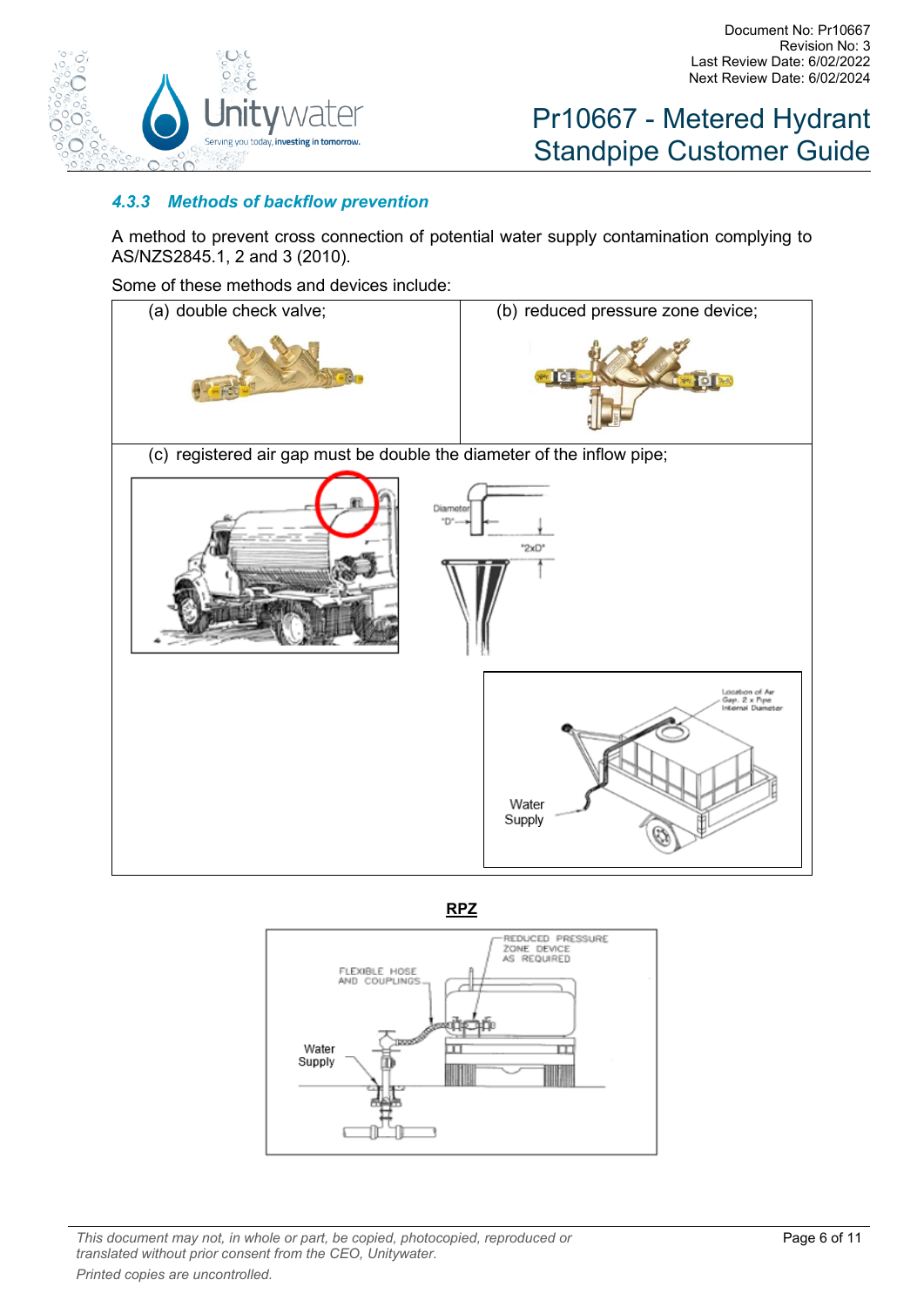### 4.3.3 Methods of backflow prevention

A method to prevent cross connection of potential water supply contamination complying to AS/NZS2845.1, 2 and 3 (2010).

Some of these methods and devices include:

(a) double check valve;

(b) reduced pressure zone device;

(c) registered air gap must be double the diameter of the inflow pipe;

Diameter "D"

"2xD"

Location of Air Gap. 2 x Pipe Internal Diameter

Water Supply

**RPZ**

REDUCED PRESSURE ZONE DEVICE AS REQUIRED

FLEXIBLE HOSE AND COUPLINGS

Water Supply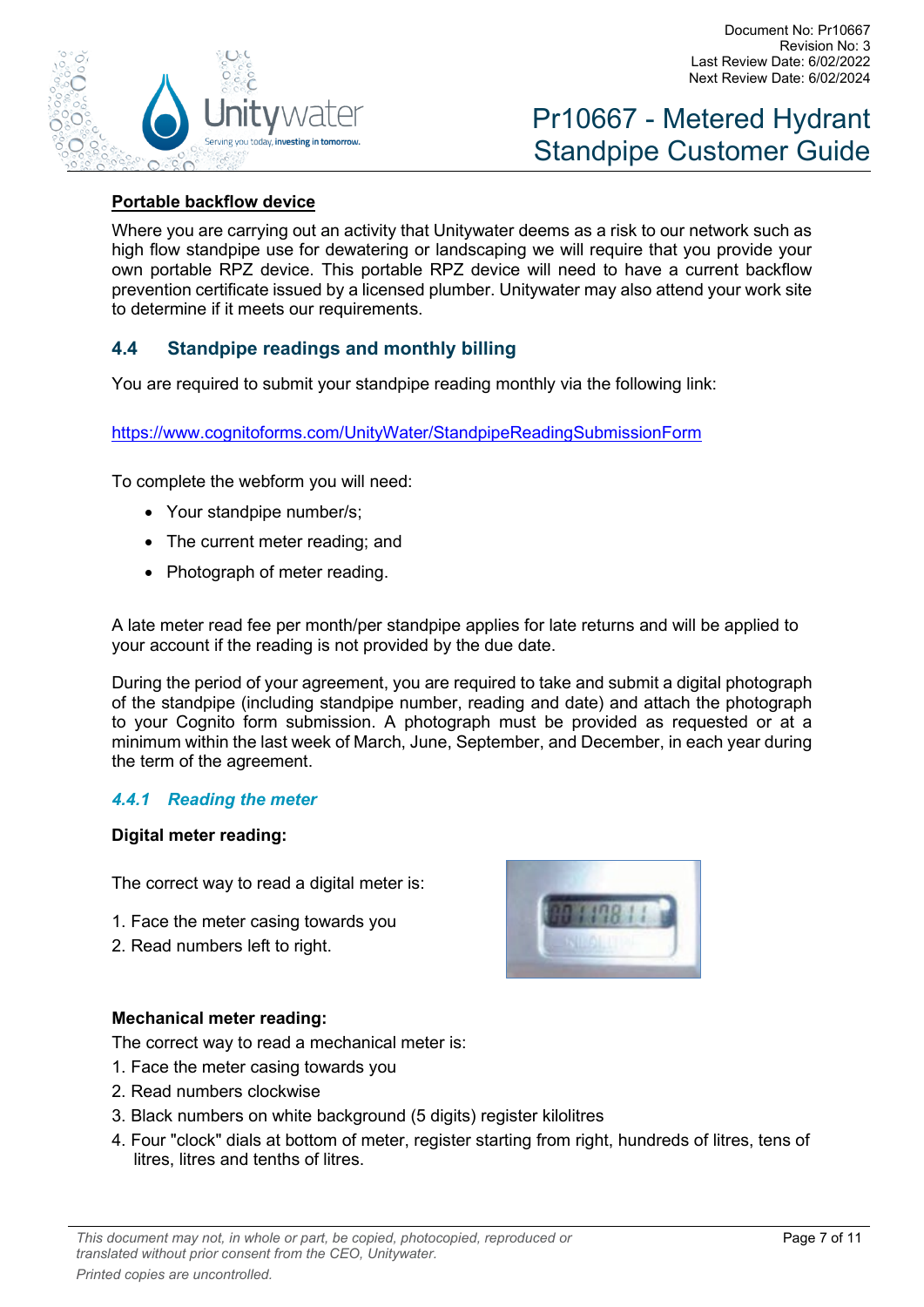**Portable backflow device**

Where you are carrying out an activity that Unitywater deems as a risk to our network such as high flow standpipe use for dewatering or landscaping we will require that you provide your own portable RPZ device. This portable RPZ device will need to have a current backflow prevention certificate issued by a licensed plumber. Unitywater may also attend your work site to determine if it meets our requirements.

## 4.4 Standpipe readings and monthly billing

You are required to submit your standpipe reading monthly via the following link:

https://www.cognitoforms.com/UnityWater/StandpipeReadingSubmissionForm

To complete the webform you will need:

- Your standpipe number/s;
- The current meter reading; and
- Photograph of meter reading.

A late meter read fee per month/per standpipe applies for late returns and will be applied to your account if the reading is not provided by the due date.

During the period of your agreement, you are required to take and submit a digital photograph of the standpipe (including standpipe number, reading and date) and attach the photograph to your Cognito form submission. A photograph must be provided as requested or at a minimum within the last week of March, June, September, and December, in each year during the term of the agreement.

### 4.4.1 Reading the meter

**Digital meter reading:**

The correct way to read a digital meter is:

1. Face the meter casing towards you
2. Read numbers left to right.

**Mechanical meter reading:**

The correct way to read a mechanical meter is:

1. Face the meter casing towards you
2. Read numbers clockwise
3. Black numbers on white background (5 digits) register kilolitres
4. Four "clock" dials at bottom of meter, register starting from right, hundreds of litres, tens of litres, litres and tenths of litres.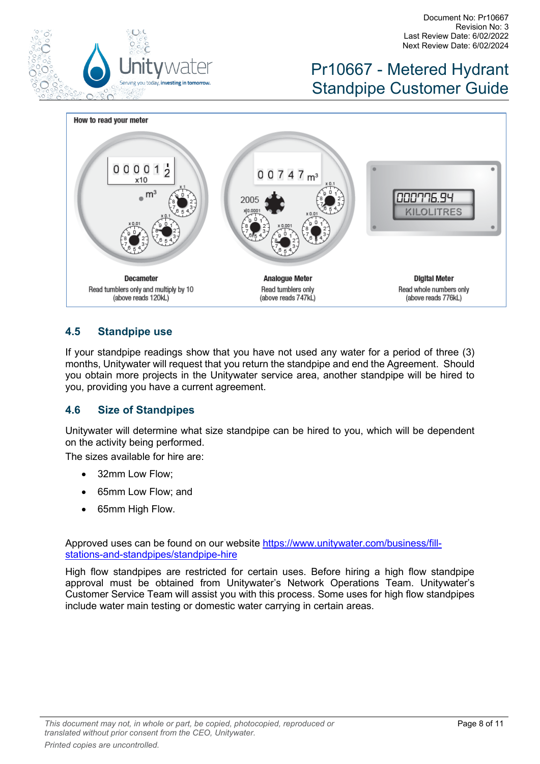How to read your meter

**Decameter**
Read tumblers only and multiply by 10
(above reads 120kL)

**Analogue Meter**
Read tumblers only
(above reads 747kL)

**Digital Meter**
Read whole numbers only
(above reads 776kL)

## 4.5 Standpipe use

If your standpipe readings show that you have not used any water for a period of three (3) months, Unitywater will request that you return the standpipe and end the Agreement. Should you obtain more projects in the Unitywater service area, another standpipe will be hired to you, providing you have a current agreement.

## 4.6 Size of Standpipes

Unitywater will determine what size standpipe can be hired to you, which will be dependent on the activity being performed.

The sizes available for hire are:

- 32mm Low Flow;
- 65mm Low Flow; and
- 65mm High Flow.

Approved uses can be found on our website https://www.unitywater.com/business/fill-stations-and-standpipes/standpipe-hire

High flow standpipes are restricted for certain uses. Before hiring a high flow standpipe approval must be obtained from Unitywater's Network Operations Team. Unitywater's Customer Service Team will assist you with this process. Some uses for high flow standpipes include water main testing or domestic water carrying in certain areas.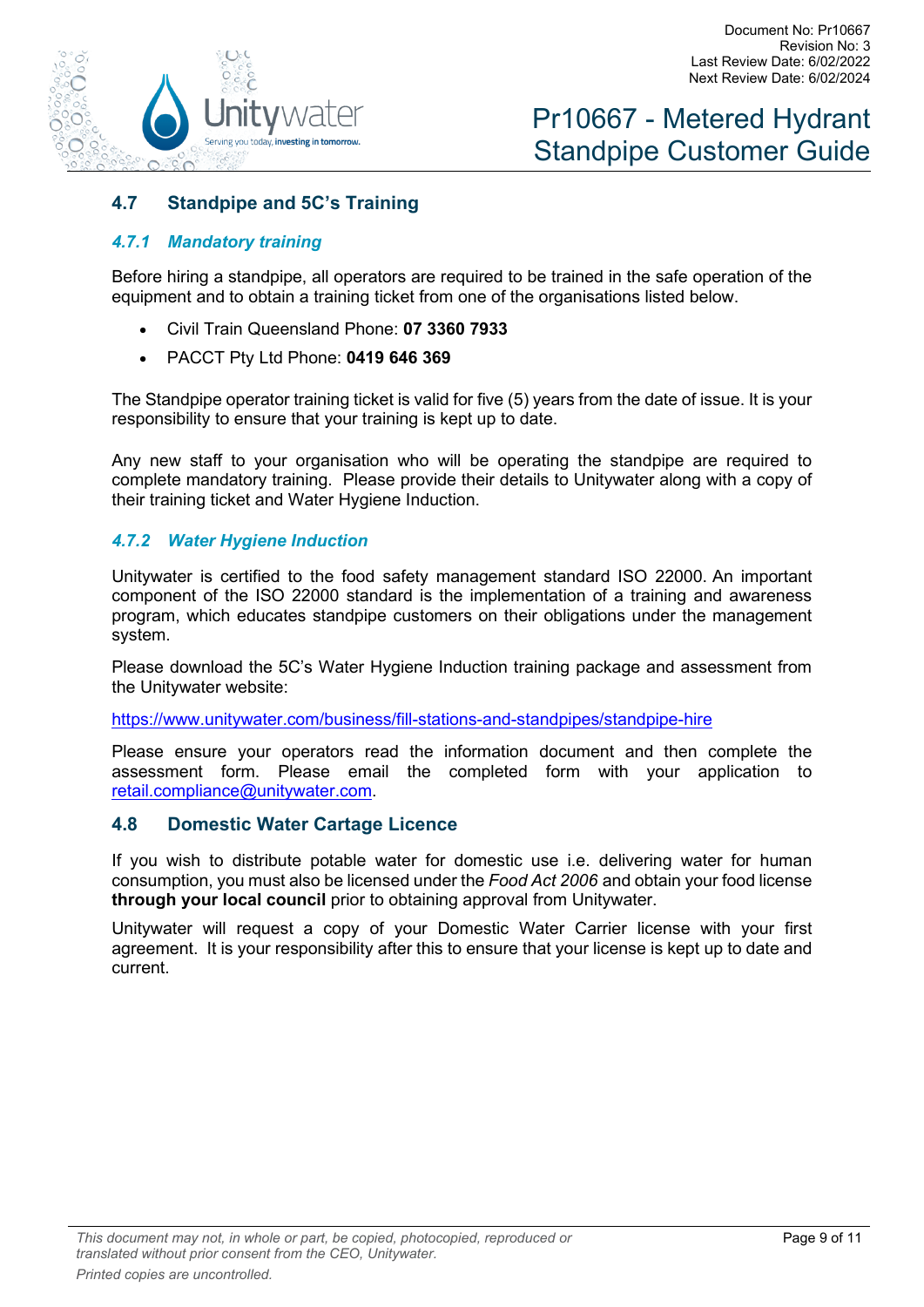## 4.7 Standpipe and 5C's Training

### *4.7.1 Mandatory training*

Before hiring a standpipe, all operators are required to be trained in the safe operation of the equipment and to obtain a training ticket from one of the organisations listed below.

- Civil Train Queensland Phone: **07 3360 7933**
- PACCT Pty Ltd Phone: **0419 646 369**

The Standpipe operator training ticket is valid for five (5) years from the date of issue. It is your responsibility to ensure that your training is kept up to date.

Any new staff to your organisation who will be operating the standpipe are required to complete mandatory training. Please provide their details to Unitywater along with a copy of their training ticket and Water Hygiene Induction.

### *4.7.2 Water Hygiene Induction*

Unitywater is certified to the food safety management standard ISO 22000. An important component of the ISO 22000 standard is the implementation of a training and awareness program, which educates standpipe customers on their obligations under the management system.

Please download the 5C's Water Hygiene Induction training package and assessment from the Unitywater website:

https://www.unitywater.com/business/fill-stations-and-standpipes/standpipe-hire

Please ensure your operators read the information document and then complete the assessment form. Please email the completed form with your application to retail.compliance@unitywater.com.

## 4.8 Domestic Water Cartage Licence

If you wish to distribute potable water for domestic use i.e. delivering water for human consumption, you must also be licensed under the *Food Act 2006* and obtain your food license **through your local council** prior to obtaining approval from Unitywater.

Unitywater will request a copy of your Domestic Water Carrier license with your first agreement. It is your responsibility after this to ensure that your license is kept up to date and current.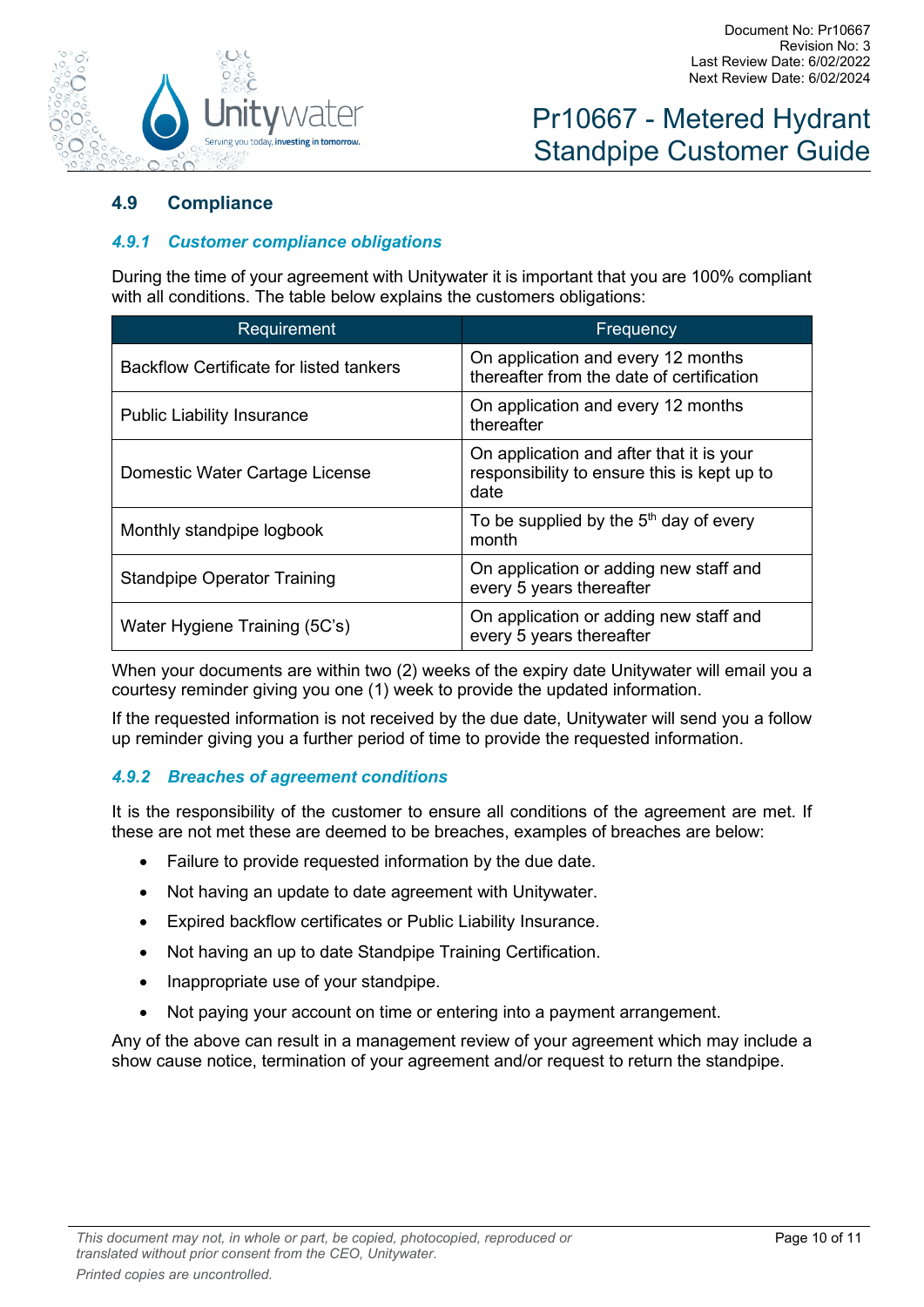## 4.9 Compliance

### *4.9.1 Customer compliance obligations*

During the time of your agreement with Unitywater it is important that you are 100% compliant with all conditions. The table below explains the customers obligations:

| Requirement | Frequency |
|---|---|
| Backflow Certificate for listed tankers | On application and every 12 months thereafter from the date of certification |
| Public Liability Insurance | On application and every 12 months thereafter |
| Domestic Water Cartage License | On application and after that it is your responsibility to ensure this is kept up to date |
| Monthly standpipe logbook | To be supplied by the 5th day of every month |
| Standpipe Operator Training | On application or adding new staff and every 5 years thereafter |
| Water Hygiene Training (5C's) | On application or adding new staff and every 5 years thereafter |

When your documents are within two (2) weeks of the expiry date Unitywater will email you a courtesy reminder giving you one (1) week to provide the updated information.

If the requested information is not received by the due date, Unitywater will send you a follow up reminder giving you a further period of time to provide the requested information.

### *4.9.2 Breaches of agreement conditions*

It is the responsibility of the customer to ensure all conditions of the agreement are met. If these are not met these are deemed to be breaches, examples of breaches are below:

- Failure to provide requested information by the due date.
- Not having an update to date agreement with Unitywater.
- Expired backflow certificates or Public Liability Insurance.
- Not having an up to date Standpipe Training Certification.
- Inappropriate use of your standpipe.
- Not paying your account on time or entering into a payment arrangement.

Any of the above can result in a management review of your agreement which may include a show cause notice, termination of your agreement and/or request to return the standpipe.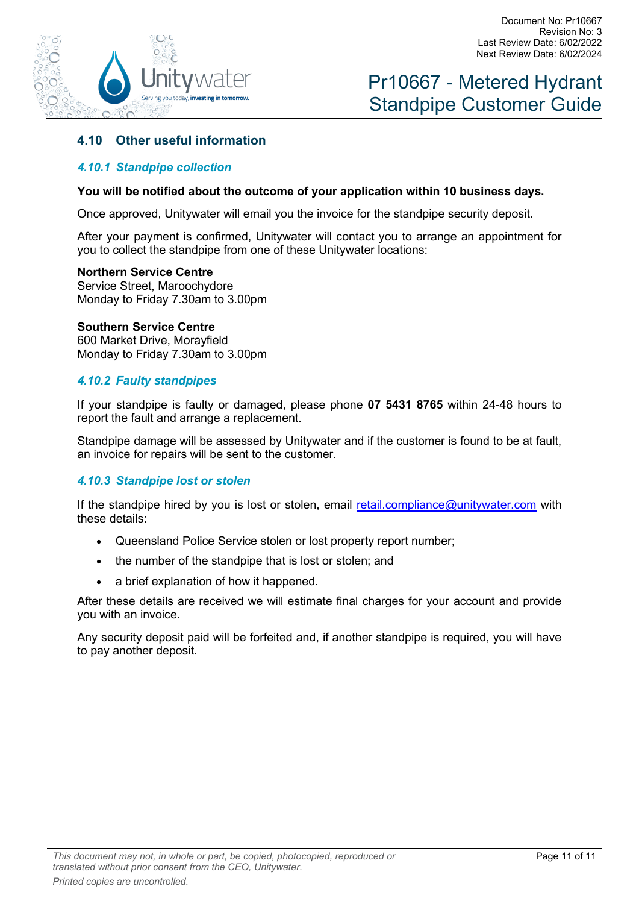## 4.10 Other useful information

### *4.10.1 Standpipe collection*

**You will be notified about the outcome of your application within 10 business days.**

Once approved, Unitywater will email you the invoice for the standpipe security deposit.

After your payment is confirmed, Unitywater will contact you to arrange an appointment for you to collect the standpipe from one of these Unitywater locations:

**Northern Service Centre**
Service Street, Maroochydore
Monday to Friday 7.30am to 3.00pm

**Southern Service Centre**
600 Market Drive, Morayfield
Monday to Friday 7.30am to 3.00pm

### *4.10.2 Faulty standpipes*

If your standpipe is faulty or damaged, please phone **07 5431 8765** within 24-48 hours to report the fault and arrange a replacement.

Standpipe damage will be assessed by Unitywater and if the customer is found to be at fault, an invoice for repairs will be sent to the customer.

### *4.10.3 Standpipe lost or stolen*

If the standpipe hired by you is lost or stolen, email retail.compliance@unitywater.com with these details:

- Queensland Police Service stolen or lost property report number;
- the number of the standpipe that is lost or stolen; and
- a brief explanation of how it happened.

After these details are received we will estimate final charges for your account and provide you with an invoice.

Any security deposit paid will be forfeited and, if another standpipe is required, you will have to pay another deposit.